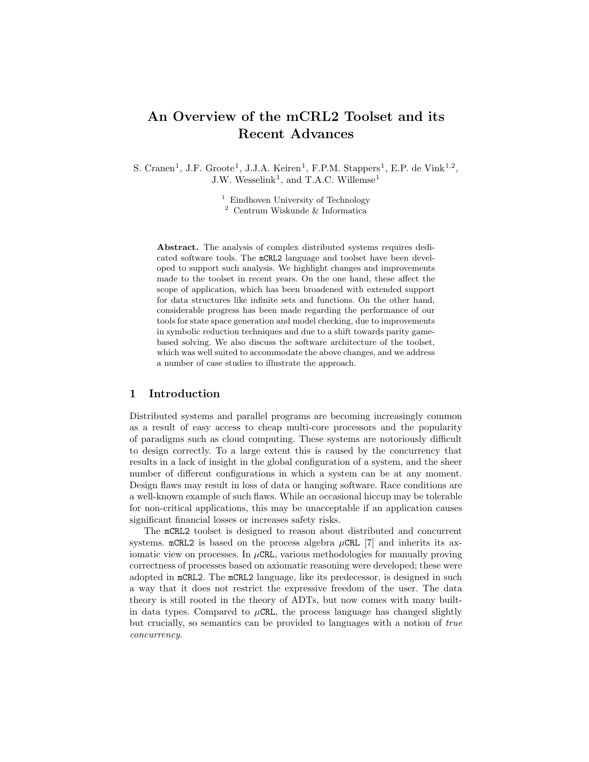# An Overview of the mCRL2 Toolset and its Recent Advances

S. Cranen[1], J.F. Groote[1], J.J.A. Keiren[1], F.P.M. Stappers[1], E.P. de Vink[1,2], J.W. Wesselink[1], and T.A.C. Willemse[1]

[1] Eindhoven University of Technology
[2] Centrum Wiskunde & Informatica

**Abstract.** The analysis of complex distributed systems requires dedicated software tools. The `mCRL2` language and toolset have been developed to support such analysis. We highlight changes and improvements made to the toolset in recent years. On the one hand, these affect the scope of application, which has been broadened with extended support for data structures like infinite sets and functions. On the other hand, considerable progress has been made regarding the performance of our tools for state space generation and model checking, due to improvements in symbolic reduction techniques and due to a shift towards parity game-based solving. We also discuss the software architecture of the toolset, which was well suited to accommodate the above changes, and we address a number of case studies to illustrate the approach.

## 1 Introduction

Distributed systems and parallel programs are becoming increasingly common as a result of easy access to cheap multi-core processors and the popularity of paradigms such as cloud computing. These systems are notoriously difficult to design correctly. To a large extent this is caused by the concurrency that results in a lack of insight in the global configuration of a system, and the sheer number of different configurations in which a system can be at any moment. Design flaws may result in loss of data or hanging software. Race conditions are a well-known example of such flaws. While an occasional hiccup may be tolerable for non-critical applications, this may be unacceptable if an application causes significant financial losses or increases safety risks.

The `mCRL2` toolset is designed to reason about distributed and concurrent systems. `mCRL2` is based on the process algebra $\mu$`CRL` [7] and inherits its axiomatic view on processes. In $\mu$`CRL`, various methodologies for manually proving correctness of processes based on axiomatic reasoning were developed; these were adopted in `mCRL2`. The `mCRL2` language, like its predecessor, is designed in such a way that it does not restrict the expressive freedom of the user. The data theory is still rooted in the theory of ADTs, but now comes with many built-in data types. Compared to $\mu$`CRL`, the process language has changed slightly but crucially, so semantics can be provided to languages with a notion of *true concurrency*.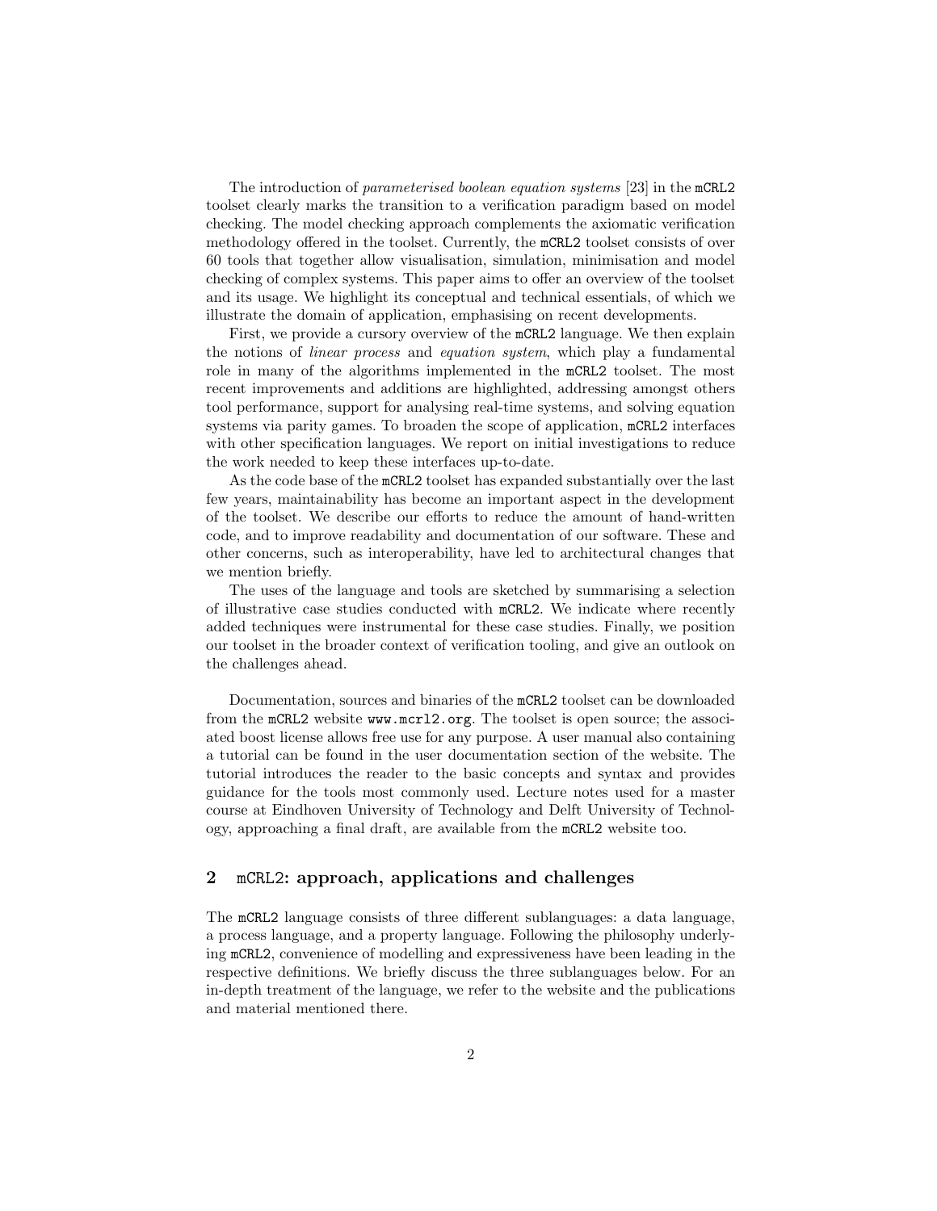The introduction of *parameterised boolean equation systems* [23] in the `mCRL2` toolset clearly marks the transition to a verification paradigm based on model checking. The model checking approach complements the axiomatic verification methodology offered in the toolset. Currently, the `mCRL2` toolset consists of over 60 tools that together allow visualisation, simulation, minimisation and model checking of complex systems. This paper aims to offer an overview of the toolset and its usage. We highlight its conceptual and technical essentials, of which we illustrate the domain of application, emphasising on recent developments.

First, we provide a cursory overview of the `mCRL2` language. We then explain the notions of *linear process* and *equation system*, which play a fundamental role in many of the algorithms implemented in the `mCRL2` toolset. The most recent improvements and additions are highlighted, addressing amongst others tool performance, support for analysing real-time systems, and solving equation systems via parity games. To broaden the scope of application, `mCRL2` interfaces with other specification languages. We report on initial investigations to reduce the work needed to keep these interfaces up-to-date.

As the code base of the `mCRL2` toolset has expanded substantially over the last few years, maintainability has become an important aspect in the development of the toolset. We describe our efforts to reduce the amount of hand-written code, and to improve readability and documentation of our software. These and other concerns, such as interoperability, have led to architectural changes that we mention briefly.

The uses of the language and tools are sketched by summarising a selection of illustrative case studies conducted with `mCRL2`. We indicate where recently added techniques were instrumental for these case studies. Finally, we position our toolset in the broader context of verification tooling, and give an outlook on the challenges ahead.

Documentation, sources and binaries of the `mCRL2` toolset can be downloaded from the `mCRL2` website `www.mcrl2.org`. The toolset is open source; the associated boost license allows free use for any purpose. A user manual also containing a tutorial can be found in the user documentation section of the website. The tutorial introduces the reader to the basic concepts and syntax and provides guidance for the tools most commonly used. Lecture notes used for a master course at Eindhoven University of Technology and Delft University of Technology, approaching a final draft, are available from the `mCRL2` website too.

## 2 `mCRL2`: approach, applications and challenges

The `mCRL2` language consists of three different sublanguages: a data language, a process language, and a property language. Following the philosophy underlying `mCRL2`, convenience of modelling and expressiveness have been leading in the respective definitions. We briefly discuss the three sublanguages below. For an in-depth treatment of the language, we refer to the website and the publications and material mentioned there.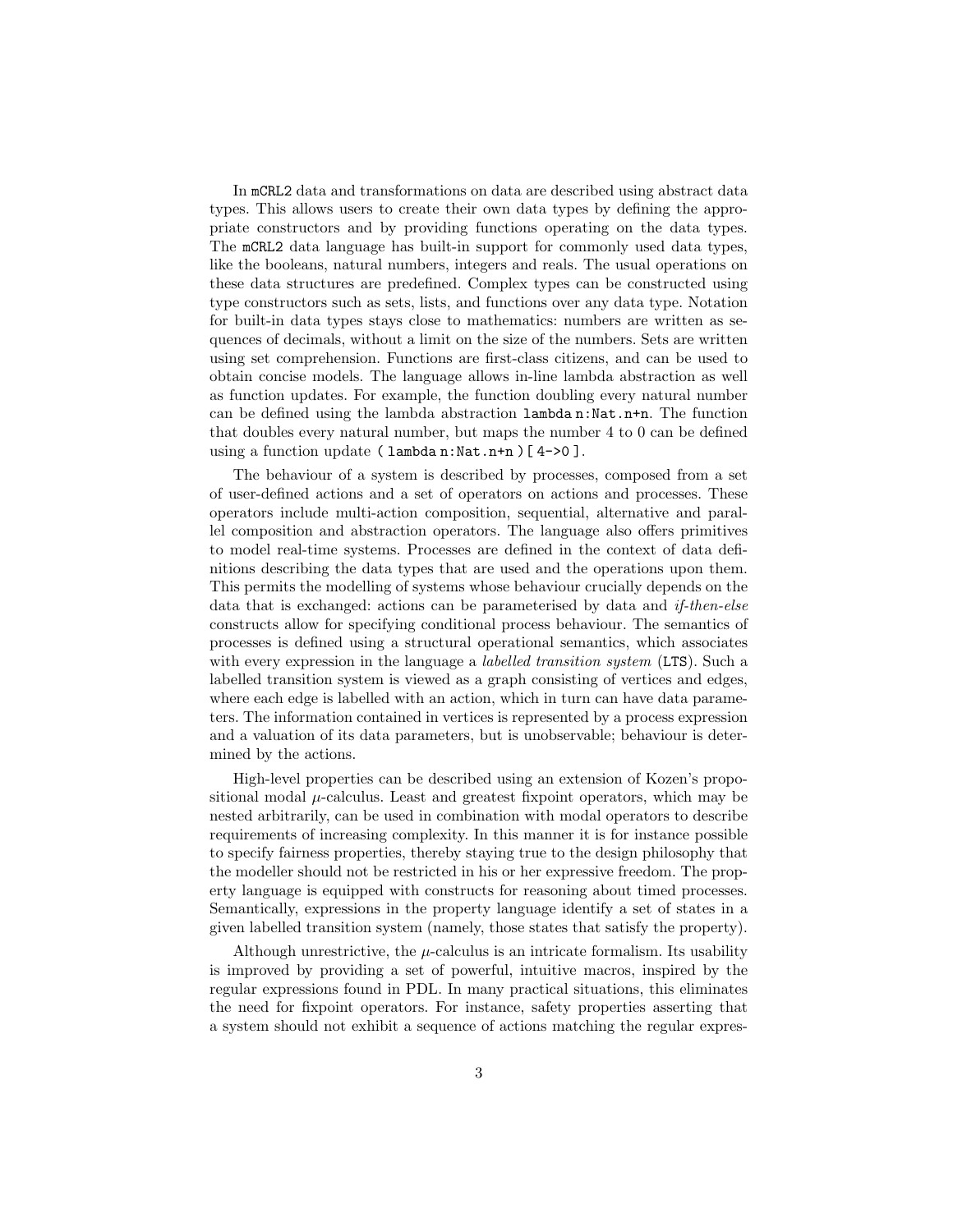In `mCRL2` data and transformations on data are described using abstract data types. This allows users to create their own data types by defining the appropriate constructors and by providing functions operating on the data types. The `mCRL2` data language has built-in support for commonly used data types, like the booleans, natural numbers, integers and reals. The usual operations on these data structures are predefined. Complex types can be constructed using type constructors such as sets, lists, and functions over any data type. Notation for built-in data types stays close to mathematics: numbers are written as sequences of decimals, without a limit on the size of the numbers. Sets are written using set comprehension. Functions are first-class citizens, and can be used to obtain concise models. The language allows in-line lambda abstraction as well as function updates. For example, the function doubling every natural number can be defined using the lambda abstraction `lambda n:Nat.n+n`. The function that doubles every natural number, but maps the number 4 to 0 can be defined using a function update `( lambda n:Nat.n+n ) [ 4->0 ]`.

The behaviour of a system is described by processes, composed from a set of user-defined actions and a set of operators on actions and processes. These operators include multi-action composition, sequential, alternative and parallel composition and abstraction operators. The language also offers primitives to model real-time systems. Processes are defined in the context of data definitions describing the data types that are used and the operations upon them. This permits the modelling of systems whose behaviour crucially depends on the data that is exchanged: actions can be parameterised by data and *if-then-else* constructs allow for specifying conditional process behaviour. The semantics of processes is defined using a structural operational semantics, which associates with every expression in the language a *labelled transition system* (`LTS`). Such a labelled transition system is viewed as a graph consisting of vertices and edges, where each edge is labelled with an action, which in turn can have data parameters. The information contained in vertices is represented by a process expression and a valuation of its data parameters, but is unobservable; behaviour is determined by the actions.

High-level properties can be described using an extension of Kozen's propositional modal $\mu$-calculus. Least and greatest fixpoint operators, which may be nested arbitrarily, can be used in combination with modal operators to describe requirements of increasing complexity. In this manner it is for instance possible to specify fairness properties, thereby staying true to the design philosophy that the modeller should not be restricted in his or her expressive freedom. The property language is equipped with constructs for reasoning about timed processes. Semantically, expressions in the property language identify a set of states in a given labelled transition system (namely, those states that satisfy the property).

Although unrestrictive, the $\mu$-calculus is an intricate formalism. Its usability is improved by providing a set of powerful, intuitive macros, inspired by the regular expressions found in PDL. In many practical situations, this eliminates the need for fixpoint operators. For instance, safety properties asserting that a system should not exhibit a sequence of actions matching the regular expres-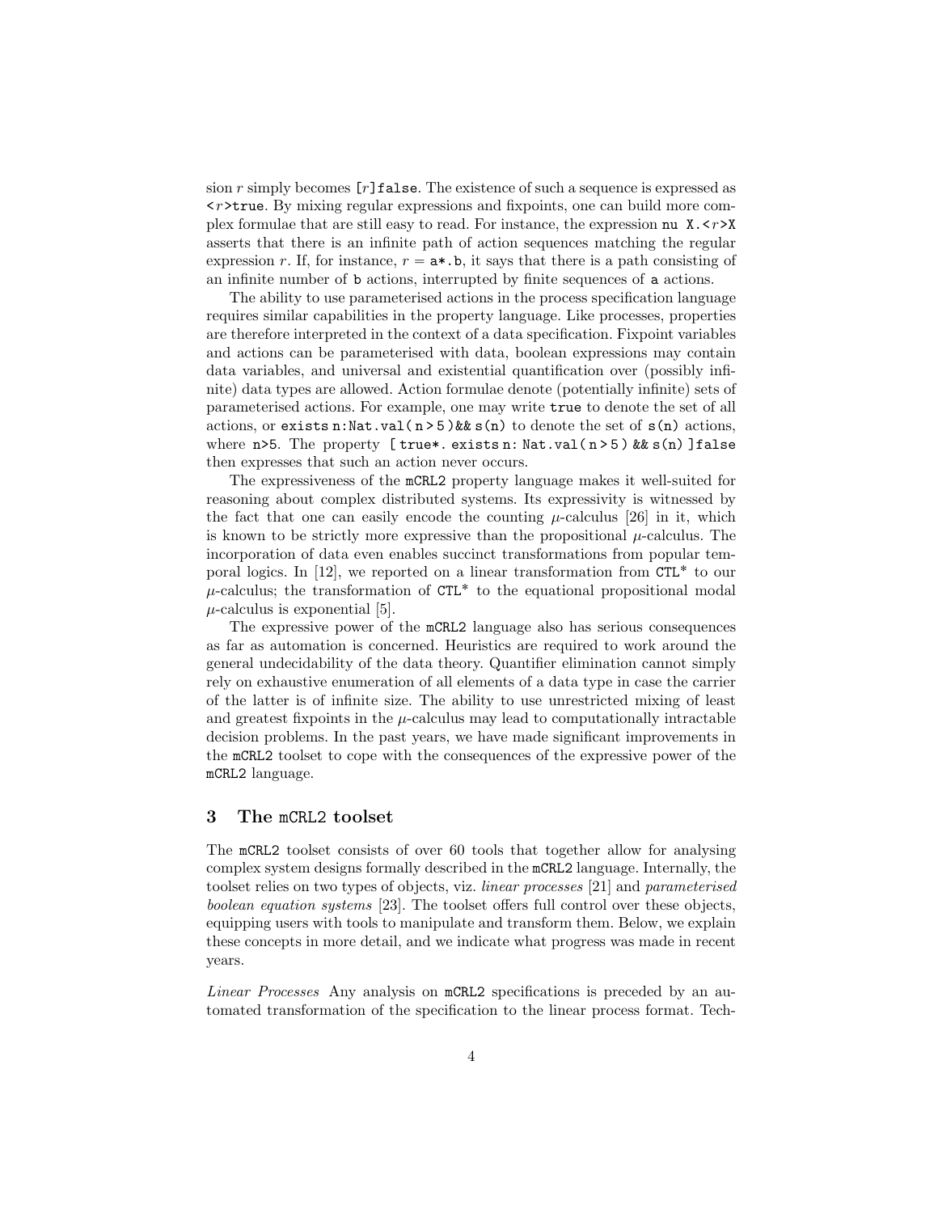sion $r$ simply becomes `[r]false`. The existence of such a sequence is expressed as `<r>true`. By mixing regular expressions and fixpoints, one can build more complex formulae that are still easy to read. For instance, the expression `nu X.<r>X` asserts that there is an infinite path of action sequences matching the regular expression $r$. If, for instance, $r$ = `a*.b`, it says that there is a path consisting of an infinite number of `b` actions, interrupted by finite sequences of `a` actions.

The ability to use parameterised actions in the process specification language requires similar capabilities in the property language. Like processes, properties are therefore interpreted in the context of a data specification. Fixpoint variables and actions can be parameterised with data, boolean expressions may contain data variables, and universal and existential quantification over (possibly infinite) data types are allowed. Action formulae denote (potentially infinite) sets of parameterised actions. For example, one may write `true` to denote the set of all actions, or `exists n:Nat.val(n>5)&& s(n)` to denote the set of `s(n)` actions, where `n>5`. The property `[true*. exists n: Nat.val(n>5) && s(n)]false` then expresses that such an action never occurs.

The expressiveness of the `mCRL2` property language makes it well-suited for reasoning about complex distributed systems. Its expressivity is witnessed by the fact that one can easily encode the counting $\mu$-calculus [26] in it, which is known to be strictly more expressive than the propositional $\mu$-calculus. The incorporation of data even enables succinct transformations from popular temporal logics. In [12], we reported on a linear transformation from CTL* to our $\mu$-calculus; the transformation of CTL* to the equational propositional modal $\mu$-calculus is exponential [5].

The expressive power of the `mCRL2` language also has serious consequences as far as automation is concerned. Heuristics are required to work around the general undecidability of the data theory. Quantifier elimination cannot simply rely on exhaustive enumeration of all elements of a data type in case the carrier of the latter is of infinite size. The ability to use unrestricted mixing of least and greatest fixpoints in the $\mu$-calculus may lead to computationally intractable decision problems. In the past years, we have made significant improvements in the `mCRL2` toolset to cope with the consequences of the expressive power of the `mCRL2` language.

## 3 The mCRL2 toolset

The `mCRL2` toolset consists of over 60 tools that together allow for analysing complex system designs formally described in the `mCRL2` language. Internally, the toolset relies on two types of objects, viz. *linear processes* [21] and *parameterised boolean equation systems* [23]. The toolset offers full control over these objects, equipping users with tools to manipulate and transform them. Below, we explain these concepts in more detail, and we indicate what progress was made in recent years.

*Linear Processes* Any analysis on `mCRL2` specifications is preceded by an automated transformation of the specification to the linear process format. Tech-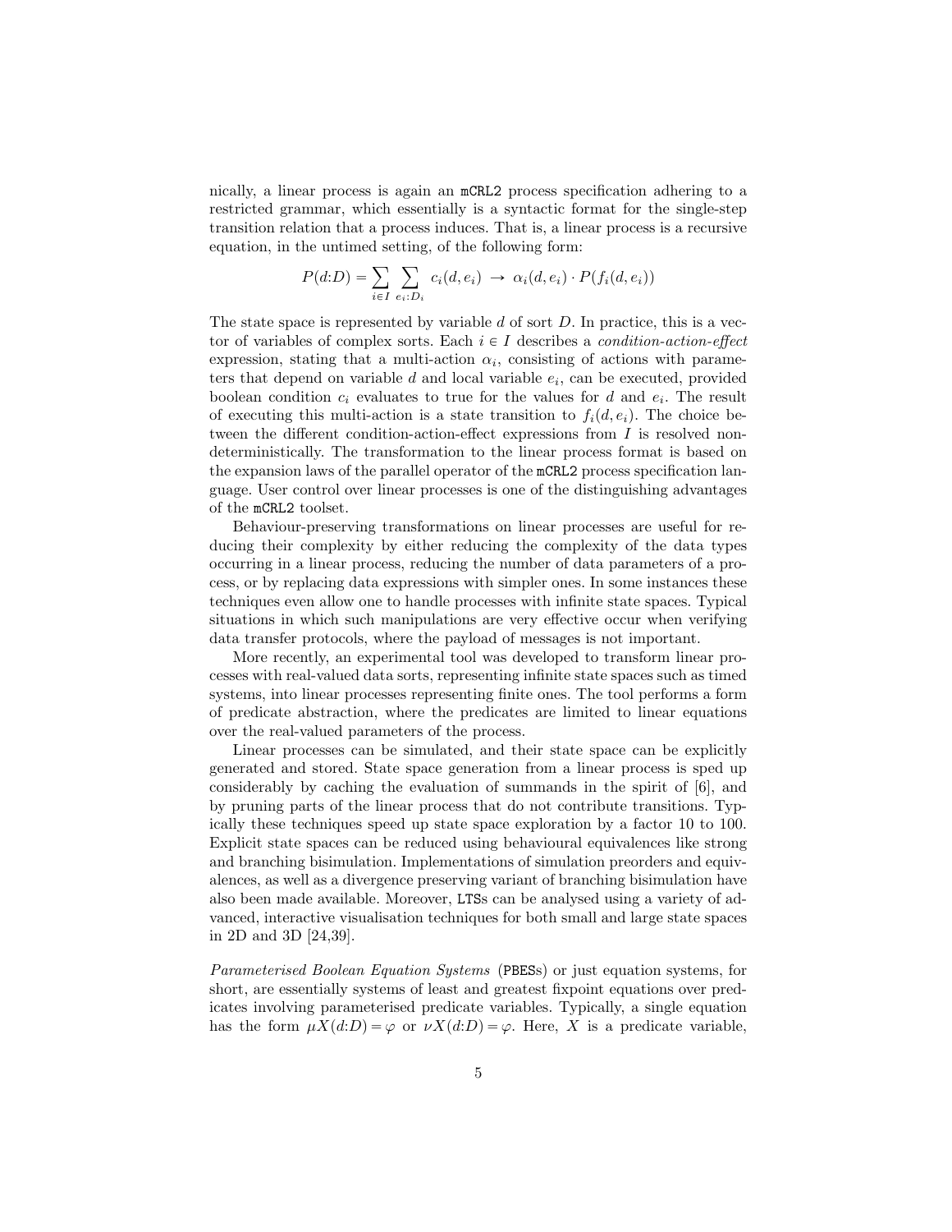nically, a linear process is again an mCRL2 process specification adhering to a restricted grammar, which essentially is a syntactic format for the single-step transition relation that a process induces. That is, a linear process is a recursive equation, in the untimed setting, of the following form:

$$P(d{:}D) = \sum_{i \in I} \sum_{e_i : D_i} c_i(d, e_i) \;\rightarrow\; \alpha_i(d, e_i) \cdot P(f_i(d, e_i))$$

The state space is represented by variable $d$ of sort $D$. In practice, this is a vector of variables of complex sorts. Each $i \in I$ describes a *condition-action-effect* expression, stating that a multi-action $\alpha_i$, consisting of actions with parameters that depend on variable $d$ and local variable $e_i$, can be executed, provided boolean condition $c_i$ evaluates to true for the values for $d$ and $e_i$. The result of executing this multi-action is a state transition to $f_i(d, e_i)$. The choice between the different condition-action-effect expressions from $I$ is resolved nondeterministically. The transformation to the linear process format is based on the expansion laws of the parallel operator of the mCRL2 process specification language. User control over linear processes is one of the distinguishing advantages of the mCRL2 toolset.

Behaviour-preserving transformations on linear processes are useful for reducing their complexity by either reducing the complexity of the data types occurring in a linear process, reducing the number of data parameters of a process, or by replacing data expressions with simpler ones. In some instances these techniques even allow one to handle processes with infinite state spaces. Typical situations in which such manipulations are very effective occur when verifying data transfer protocols, where the payload of messages is not important.

More recently, an experimental tool was developed to transform linear processes with real-valued data sorts, representing infinite state spaces such as timed systems, into linear processes representing finite ones. The tool performs a form of predicate abstraction, where the predicates are limited to linear equations over the real-valued parameters of the process.

Linear processes can be simulated, and their state space can be explicitly generated and stored. State space generation from a linear process is sped up considerably by caching the evaluation of summands in the spirit of [6], and by pruning parts of the linear process that do not contribute transitions. Typically these techniques speed up state space exploration by a factor 10 to 100. Explicit state spaces can be reduced using behavioural equivalences like strong and branching bisimulation. Implementations of simulation preorders and equivalences, as well as a divergence preserving variant of branching bisimulation have also been made available. Moreover, LTSs can be analysed using a variety of advanced, interactive visualisation techniques for both small and large state spaces in 2D and 3D [24,39].

*Parameterised Boolean Equation Systems* (PBESs) or just equation systems, for short, are essentially systems of least and greatest fixpoint equations over predicates involving parameterised predicate variables. Typically, a single equation has the form $\mu X(d{:}D) = \varphi$ or $\nu X(d{:}D) = \varphi$. Here, $X$ is a predicate variable,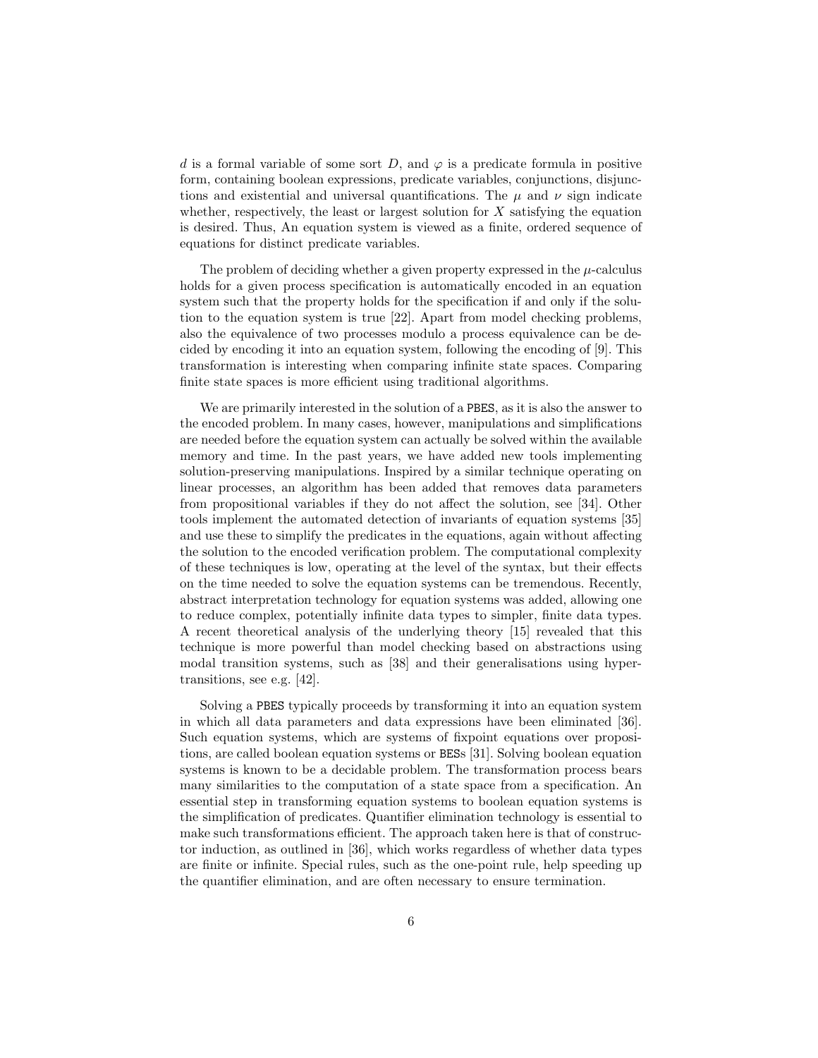$d$ is a formal variable of some sort $D$, and $\varphi$ is a predicate formula in positive form, containing boolean expressions, predicate variables, conjunctions, disjunctions and existential and universal quantifications. The $\mu$ and $\nu$ sign indicate whether, respectively, the least or largest solution for $X$ satisfying the equation is desired. Thus, An equation system is viewed as a finite, ordered sequence of equations for distinct predicate variables.

The problem of deciding whether a given property expressed in the $\mu$-calculus holds for a given process specification is automatically encoded in an equation system such that the property holds for the specification if and only if the solution to the equation system is true [22]. Apart from model checking problems, also the equivalence of two processes modulo a process equivalence can be decided by encoding it into an equation system, following the encoding of [9]. This transformation is interesting when comparing infinite state spaces. Comparing finite state spaces is more efficient using traditional algorithms.

We are primarily interested in the solution of a PBES, as it is also the answer to the encoded problem. In many cases, however, manipulations and simplifications are needed before the equation system can actually be solved within the available memory and time. In the past years, we have added new tools implementing solution-preserving manipulations. Inspired by a similar technique operating on linear processes, an algorithm has been added that removes data parameters from propositional variables if they do not affect the solution, see [34]. Other tools implement the automated detection of invariants of equation systems [35] and use these to simplify the predicates in the equations, again without affecting the solution to the encoded verification problem. The computational complexity of these techniques is low, operating at the level of the syntax, but their effects on the time needed to solve the equation systems can be tremendous. Recently, abstract interpretation technology for equation systems was added, allowing one to reduce complex, potentially infinite data types to simpler, finite data types. A recent theoretical analysis of the underlying theory [15] revealed that this technique is more powerful than model checking based on abstractions using modal transition systems, such as [38] and their generalisations using hyper-transitions, see e.g. [42].

Solving a PBES typically proceeds by transforming it into an equation system in which all data parameters and data expressions have been eliminated [36]. Such equation systems, which are systems of fixpoint equations over propositions, are called boolean equation systems or BESs [31]. Solving boolean equation systems is known to be a decidable problem. The transformation process bears many similarities to the computation of a state space from a specification. An essential step in transforming equation systems to boolean equation systems is the simplification of predicates. Quantifier elimination technology is essential to make such transformations efficient. The approach taken here is that of constructor induction, as outlined in [36], which works regardless of whether data types are finite or infinite. Special rules, such as the one-point rule, help speeding up the quantifier elimination, and are often necessary to ensure termination.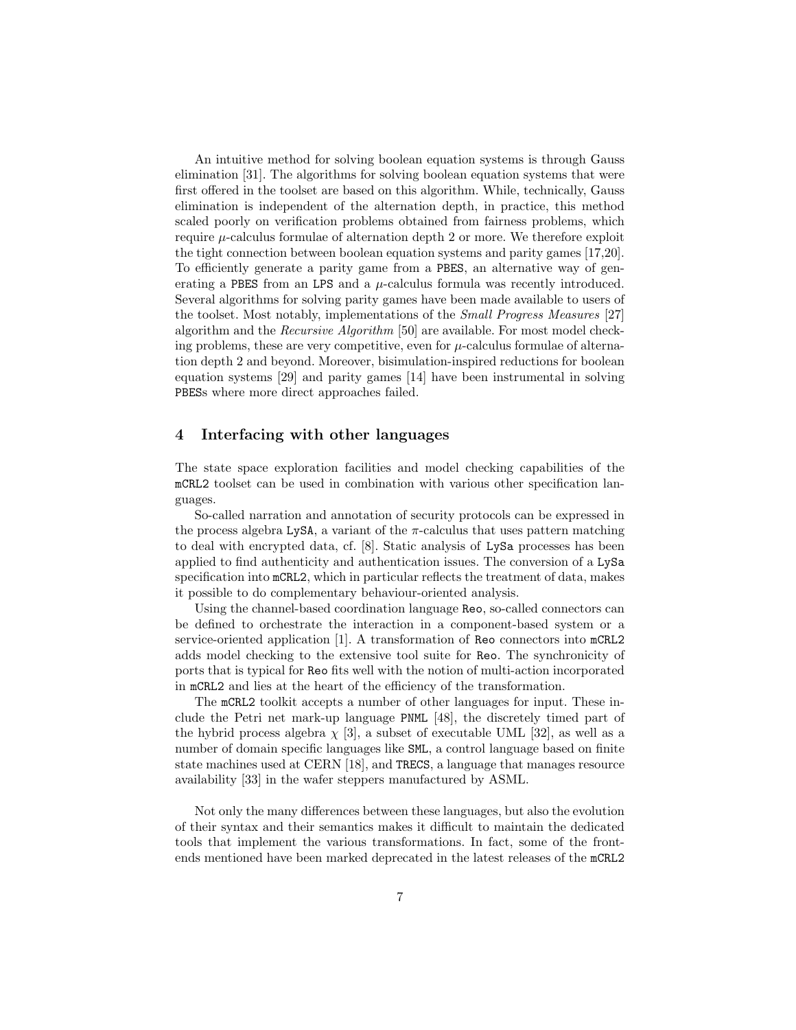An intuitive method for solving boolean equation systems is through Gauss elimination [31]. The algorithms for solving boolean equation systems that were first offered in the toolset are based on this algorithm. While, technically, Gauss elimination is independent of the alternation depth, in practice, this method scaled poorly on verification problems obtained from fairness problems, which require $\mu$-calculus formulae of alternation depth 2 or more. We therefore exploit the tight connection between boolean equation systems and parity games [17,20]. To efficiently generate a parity game from a PBES, an alternative way of generating a PBES from an LPS and a $\mu$-calculus formula was recently introduced. Several algorithms for solving parity games have been made available to users of the toolset. Most notably, implementations of the *Small Progress Measures* [27] algorithm and the *Recursive Algorithm* [50] are available. For most model checking problems, these are very competitive, even for $\mu$-calculus formulae of alternation depth 2 and beyond. Moreover, bisimulation-inspired reductions for boolean equation systems [29] and parity games [14] have been instrumental in solving PBESs where more direct approaches failed.

## 4 Interfacing with other languages

The state space exploration facilities and model checking capabilities of the mCRL2 toolset can be used in combination with various other specification languages.

So-called narration and annotation of security protocols can be expressed in the process algebra LySA, a variant of the $\pi$-calculus that uses pattern matching to deal with encrypted data, cf. [8]. Static analysis of LySa processes has been applied to find authenticity and authentication issues. The conversion of a LySa specification into mCRL2, which in particular reflects the treatment of data, makes it possible to do complementary behaviour-oriented analysis.

Using the channel-based coordination language Reo, so-called connectors can be defined to orchestrate the interaction in a component-based system or a service-oriented application [1]. A transformation of Reo connectors into mCRL2 adds model checking to the extensive tool suite for Reo. The synchronicity of ports that is typical for Reo fits well with the notion of multi-action incorporated in mCRL2 and lies at the heart of the efficiency of the transformation.

The mCRL2 toolkit accepts a number of other languages for input. These include the Petri net mark-up language PNML [48], the discretely timed part of the hybrid process algebra $\chi$ [3], a subset of executable UML [32], as well as a number of domain specific languages like SML, a control language based on finite state machines used at CERN [18], and TRECS, a language that manages resource availability [33] in the wafer steppers manufactured by ASML.

Not only the many differences between these languages, but also the evolution of their syntax and their semantics makes it difficult to maintain the dedicated tools that implement the various transformations. In fact, some of the front-ends mentioned have been marked deprecated in the latest releases of the mCRL2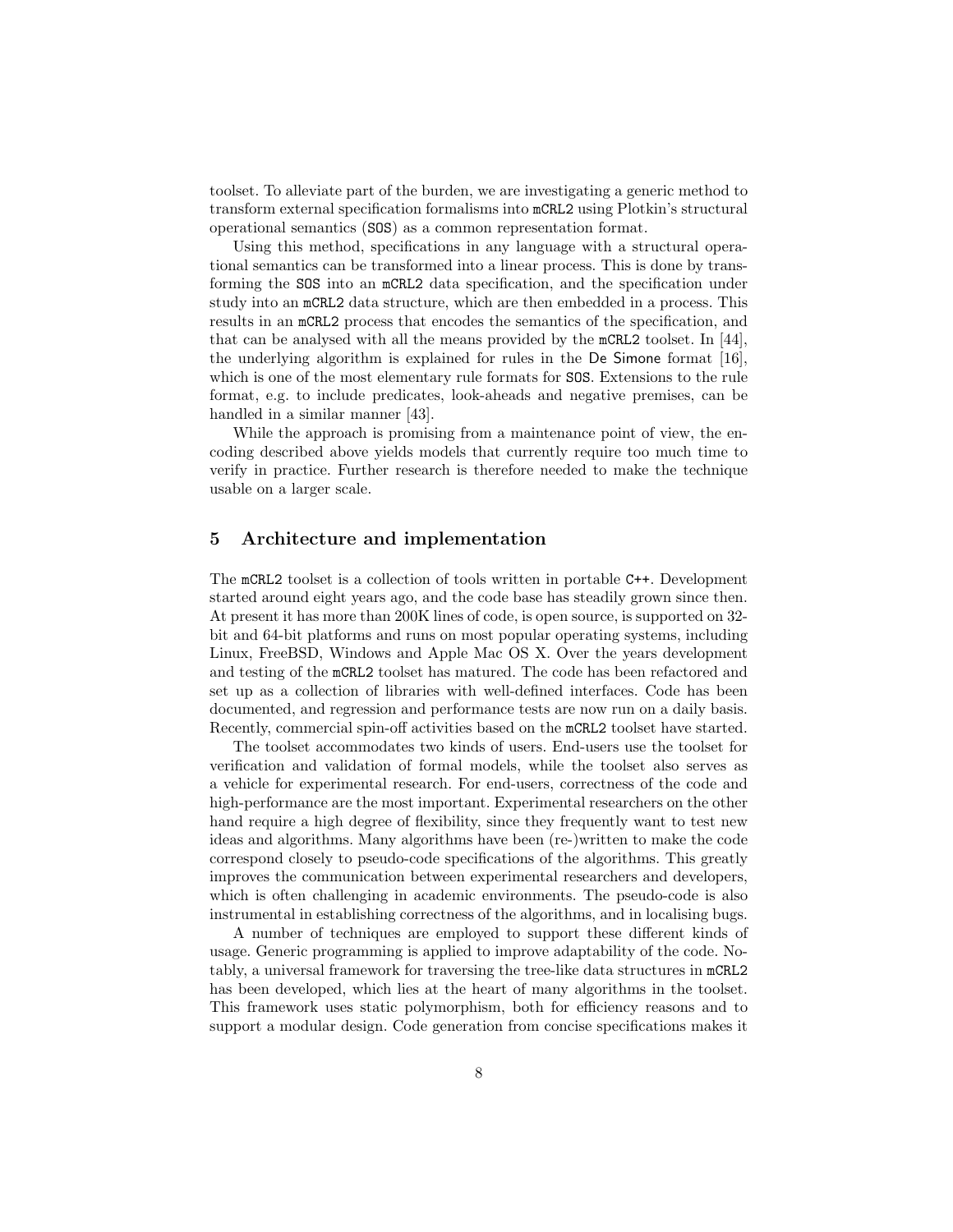toolset. To alleviate part of the burden, we are investigating a generic method to transform external specification formalisms into mCRL2 using Plotkin's structural operational semantics (SOS) as a common representation format.

Using this method, specifications in any language with a structural operational semantics can be transformed into a linear process. This is done by transforming the SOS into an mCRL2 data specification, and the specification under study into an mCRL2 data structure, which are then embedded in a process. This results in an mCRL2 process that encodes the semantics of the specification, and that can be analysed with all the means provided by the mCRL2 toolset. In [44], the underlying algorithm is explained for rules in the De Simone format [16], which is one of the most elementary rule formats for SOS. Extensions to the rule format, e.g. to include predicates, look-aheads and negative premises, can be handled in a similar manner [43].

While the approach is promising from a maintenance point of view, the encoding described above yields models that currently require too much time to verify in practice. Further research is therefore needed to make the technique usable on a larger scale.

## 5 Architecture and implementation

The mCRL2 toolset is a collection of tools written in portable C++. Development started around eight years ago, and the code base has steadily grown since then. At present it has more than 200K lines of code, is open source, is supported on 32-bit and 64-bit platforms and runs on most popular operating systems, including Linux, FreeBSD, Windows and Apple Mac OS X. Over the years development and testing of the mCRL2 toolset has matured. The code has been refactored and set up as a collection of libraries with well-defined interfaces. Code has been documented, and regression and performance tests are now run on a daily basis. Recently, commercial spin-off activities based on the mCRL2 toolset have started.

The toolset accommodates two kinds of users. End-users use the toolset for verification and validation of formal models, while the toolset also serves as a vehicle for experimental research. For end-users, correctness of the code and high-performance are the most important. Experimental researchers on the other hand require a high degree of flexibility, since they frequently want to test new ideas and algorithms. Many algorithms have been (re-)written to make the code correspond closely to pseudo-code specifications of the algorithms. This greatly improves the communication between experimental researchers and developers, which is often challenging in academic environments. The pseudo-code is also instrumental in establishing correctness of the algorithms, and in localising bugs.

A number of techniques are employed to support these different kinds of usage. Generic programming is applied to improve adaptability of the code. Notably, a universal framework for traversing the tree-like data structures in mCRL2 has been developed, which lies at the heart of many algorithms in the toolset. This framework uses static polymorphism, both for efficiency reasons and to support a modular design. Code generation from concise specifications makes it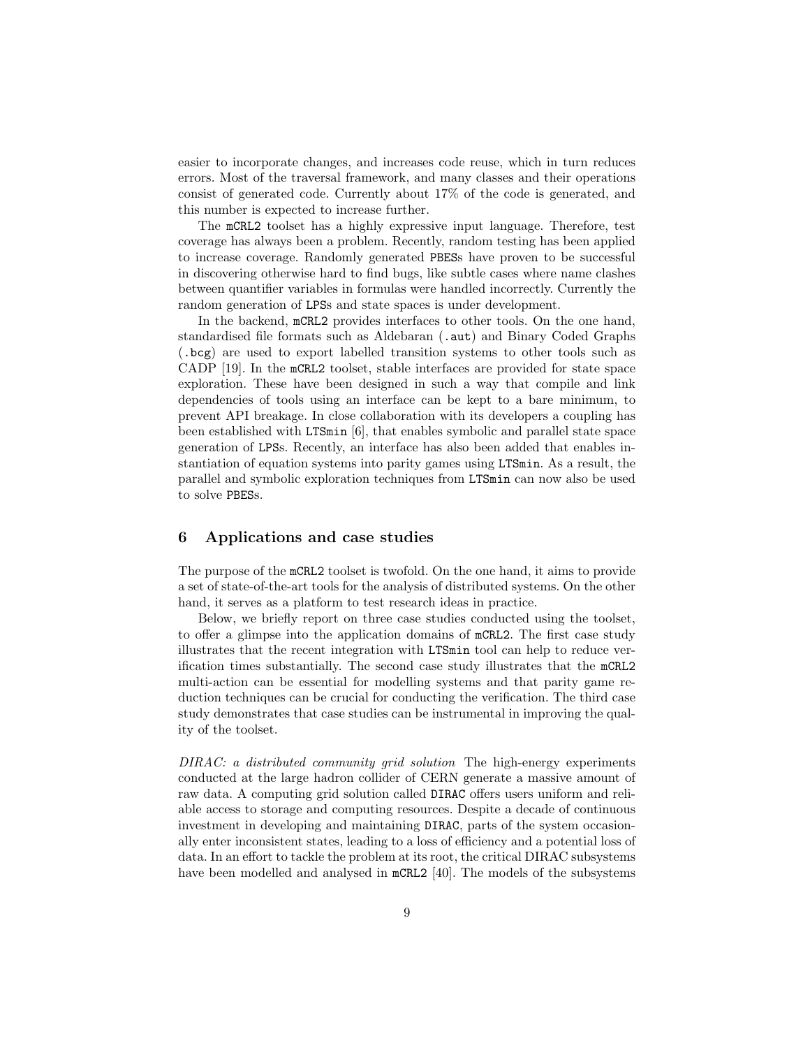easier to incorporate changes, and increases code reuse, which in turn reduces errors. Most of the traversal framework, and many classes and their operations consist of generated code. Currently about 17% of the code is generated, and this number is expected to increase further.

The `mCRL2` toolset has a highly expressive input language. Therefore, test coverage has always been a problem. Recently, random testing has been applied to increase coverage. Randomly generated `PBES`s have proven to be successful in discovering otherwise hard to find bugs, like subtle cases where name clashes between quantifier variables in formulas were handled incorrectly. Currently the random generation of `LPS`s and state spaces is under development.

In the backend, `mCRL2` provides interfaces to other tools. On the one hand, standardised file formats such as Aldebaran (`.aut`) and Binary Coded Graphs (`.bcg`) are used to export labelled transition systems to other tools such as CADP [19]. In the `mCRL2` toolset, stable interfaces are provided for state space exploration. These have been designed in such a way that compile and link dependencies of tools using an interface can be kept to a bare minimum, to prevent API breakage. In close collaboration with its developers a coupling has been established with `LTSmin` [6], that enables symbolic and parallel state space generation of `LPS`s. Recently, an interface has also been added that enables instantiation of equation systems into parity games using `LTSmin`. As a result, the parallel and symbolic exploration techniques from `LTSmin` can now also be used to solve `PBES`s.

## 6 Applications and case studies

The purpose of the `mCRL2` toolset is twofold. On the one hand, it aims to provide a set of state-of-the-art tools for the analysis of distributed systems. On the other hand, it serves as a platform to test research ideas in practice.

Below, we briefly report on three case studies conducted using the toolset, to offer a glimpse into the application domains of `mCRL2`. The first case study illustrates that the recent integration with `LTSmin` tool can help to reduce verification times substantially. The second case study illustrates that the `mCRL2` multi-action can be essential for modelling systems and that parity game reduction techniques can be crucial for conducting the verification. The third case study demonstrates that case studies can be instrumental in improving the quality of the toolset.

*DIRAC: a distributed community grid solution* The high-energy experiments conducted at the large hadron collider of CERN generate a massive amount of raw data. A computing grid solution called `DIRAC` offers users uniform and reliable access to storage and computing resources. Despite a decade of continuous investment in developing and maintaining `DIRAC`, parts of the system occasionally enter inconsistent states, leading to a loss of efficiency and a potential loss of data. In an effort to tackle the problem at its root, the critical DIRAC subsystems have been modelled and analysed in `mCRL2` [40]. The models of the subsystems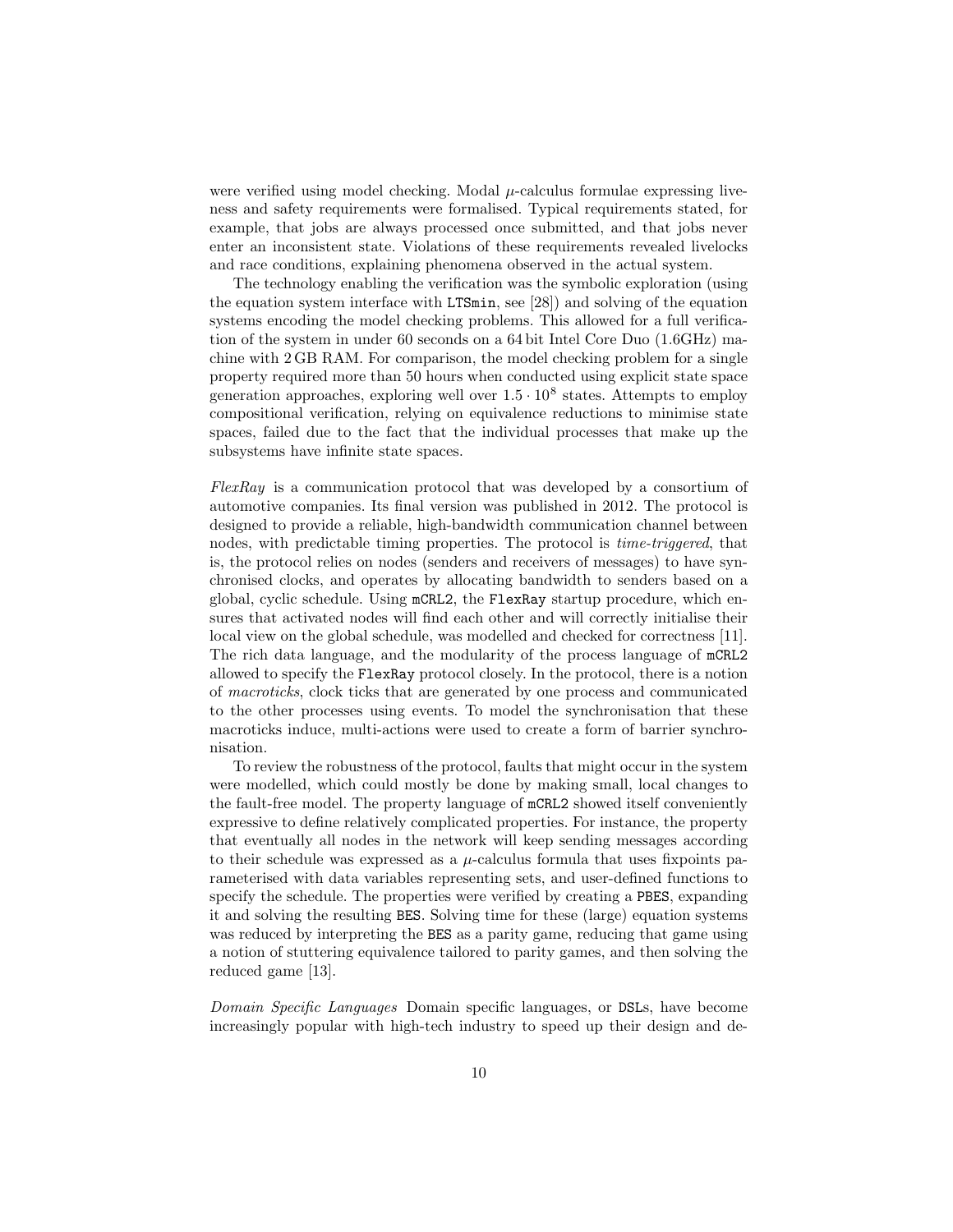were verified using model checking. Modal $\mu$-calculus formulae expressing liveness and safety requirements were formalised. Typical requirements stated, for example, that jobs are always processed once submitted, and that jobs never enter an inconsistent state. Violations of these requirements revealed livelocks and race conditions, explaining phenomena observed in the actual system.

The technology enabling the verification was the symbolic exploration (using the equation system interface with `LTSmin`, see [28]) and solving of the equation systems encoding the model checking problems. This allowed for a full verification of the system in under 60 seconds on a 64 bit Intel Core Duo (1.6GHz) machine with 2 GB RAM. For comparison, the model checking problem for a single property required more than 50 hours when conducted using explicit state space generation approaches, exploring well over $1.5 \cdot 10^8$ states. Attempts to employ compositional verification, relying on equivalence reductions to minimise state spaces, failed due to the fact that the individual processes that make up the subsystems have infinite state spaces.

*FlexRay* is a communication protocol that was developed by a consortium of automotive companies. Its final version was published in 2012. The protocol is designed to provide a reliable, high-bandwidth communication channel between nodes, with predictable timing properties. The protocol is *time-triggered*, that is, the protocol relies on nodes (senders and receivers of messages) to have synchronised clocks, and operates by allocating bandwidth to senders based on a global, cyclic schedule. Using `mCRL2`, the `FlexRay` startup procedure, which ensures that activated nodes will find each other and will correctly initialise their local view on the global schedule, was modelled and checked for correctness [11]. The rich data language, and the modularity of the process language of `mCRL2` allowed to specify the `FlexRay` protocol closely. In the protocol, there is a notion of *macroticks*, clock ticks that are generated by one process and communicated to the other processes using events. To model the synchronisation that these macroticks induce, multi-actions were used to create a form of barrier synchronisation.

To review the robustness of the protocol, faults that might occur in the system were modelled, which could mostly be done by making small, local changes to the fault-free model. The property language of `mCRL2` showed itself conveniently expressive to define relatively complicated properties. For instance, the property that eventually all nodes in the network will keep sending messages according to their schedule was expressed as a $\mu$-calculus formula that uses fixpoints parameterised with data variables representing sets, and user-defined functions to specify the schedule. The properties were verified by creating a `PBES`, expanding it and solving the resulting `BES`. Solving time for these (large) equation systems was reduced by interpreting the `BES` as a parity game, reducing that game using a notion of stuttering equivalence tailored to parity games, and then solving the reduced game [13].

*Domain Specific Languages* Domain specific languages, or `DSL`s, have become increasingly popular with high-tech industry to speed up their design and de-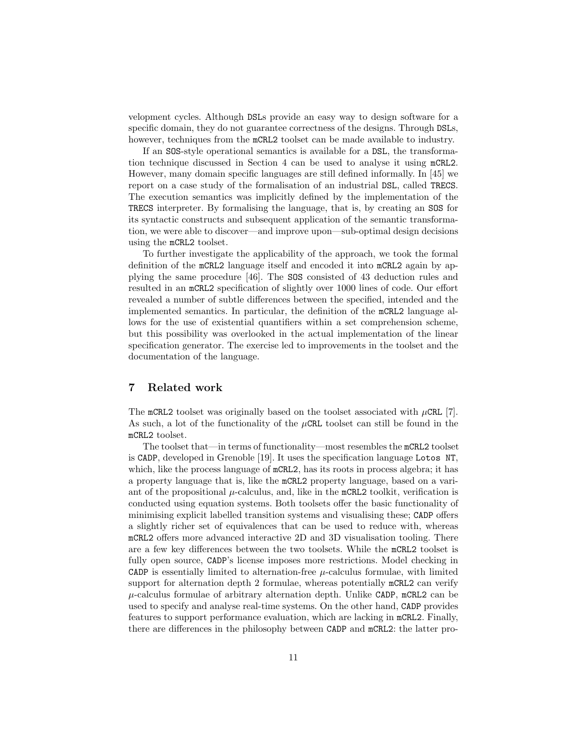velopment cycles. Although DSLs provide an easy way to design software for a specific domain, they do not guarantee correctness of the designs. Through DSLs, however, techniques from the mCRL2 toolset can be made available to industry.

If an SOS-style operational semantics is available for a DSL, the transformation technique discussed in Section 4 can be used to analyse it using mCRL2. However, many domain specific languages are still defined informally. In [45] we report on a case study of the formalisation of an industrial DSL, called TRECS. The execution semantics was implicitly defined by the implementation of the TRECS interpreter. By formalising the language, that is, by creating an SOS for its syntactic constructs and subsequent application of the semantic transformation, we were able to discover—and improve upon—sub-optimal design decisions using the mCRL2 toolset.

To further investigate the applicability of the approach, we took the formal definition of the mCRL2 language itself and encoded it into mCRL2 again by applying the same procedure [46]. The SOS consisted of 43 deduction rules and resulted in an mCRL2 specification of slightly over 1000 lines of code. Our effort revealed a number of subtle differences between the specified, intended and the implemented semantics. In particular, the definition of the mCRL2 language allows for the use of existential quantifiers within a set comprehension scheme, but this possibility was overlooked in the actual implementation of the linear specification generator. The exercise led to improvements in the toolset and the documentation of the language.

## 7 Related work

The mCRL2 toolset was originally based on the toolset associated with $\mu$CRL [7]. As such, a lot of the functionality of the $\mu$CRL toolset can still be found in the mCRL2 toolset.

The toolset that—in terms of functionality—most resembles the mCRL2 toolset is CADP, developed in Grenoble [19]. It uses the specification language Lotos NT, which, like the process language of mCRL2, has its roots in process algebra; it has a property language that is, like the mCRL2 property language, based on a variant of the propositional $\mu$-calculus, and, like in the mCRL2 toolkit, verification is conducted using equation systems. Both toolsets offer the basic functionality of minimising explicit labelled transition systems and visualising these; CADP offers a slightly richer set of equivalences that can be used to reduce with, whereas mCRL2 offers more advanced interactive 2D and 3D visualisation tooling. There are a few key differences between the two toolsets. While the mCRL2 toolset is fully open source, CADP's license imposes more restrictions. Model checking in CADP is essentially limited to alternation-free $\mu$-calculus formulae, with limited support for alternation depth 2 formulae, whereas potentially mCRL2 can verify $\mu$-calculus formulae of arbitrary alternation depth. Unlike CADP, mCRL2 can be used to specify and analyse real-time systems. On the other hand, CADP provides features to support performance evaluation, which are lacking in mCRL2. Finally, there are differences in the philosophy between CADP and mCRL2: the latter pro-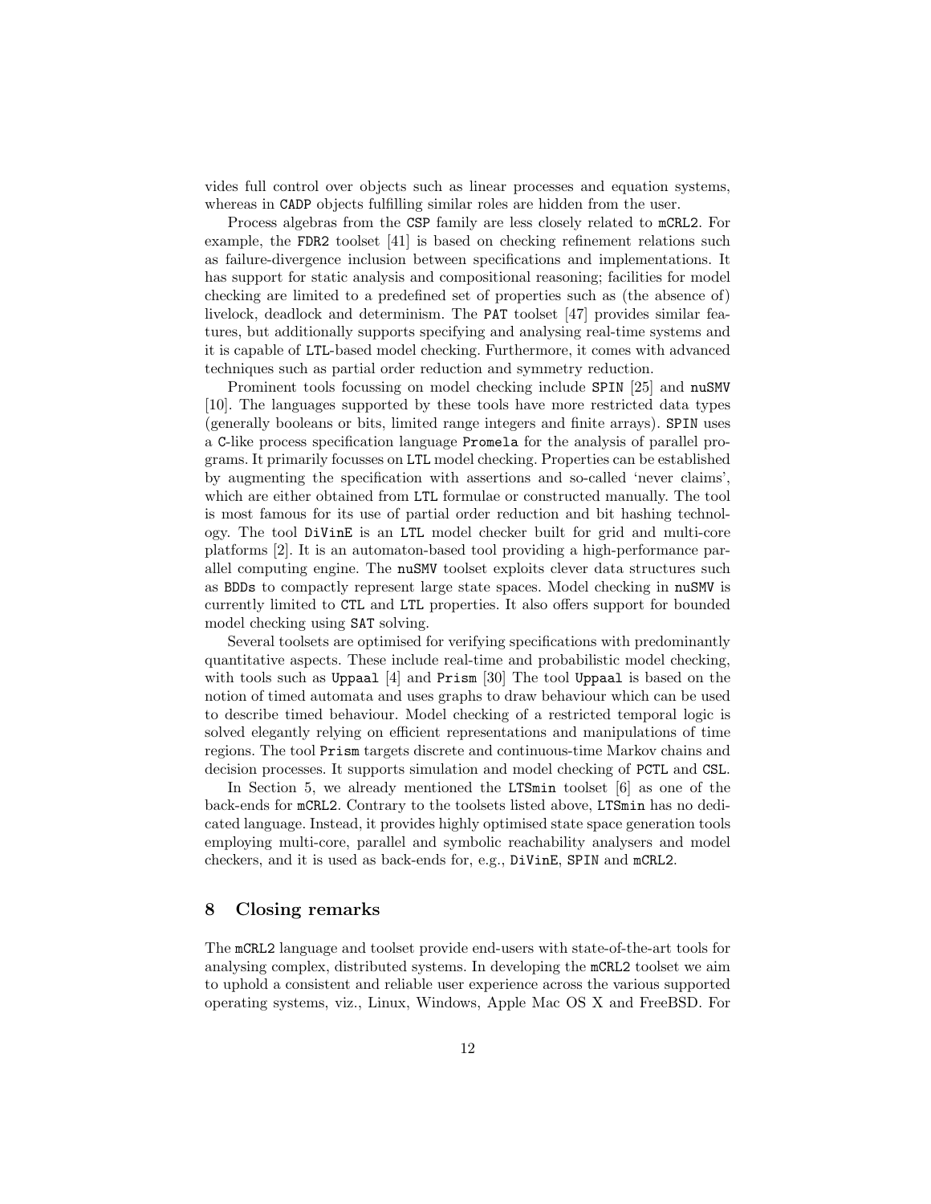vides full control over objects such as linear processes and equation systems, whereas in CADP objects fulfilling similar roles are hidden from the user.

Process algebras from the CSP family are less closely related to mCRL2. For example, the FDR2 toolset [41] is based on checking refinement relations such as failure-divergence inclusion between specifications and implementations. It has support for static analysis and compositional reasoning; facilities for model checking are limited to a predefined set of properties such as (the absence of) livelock, deadlock and determinism. The PAT toolset [47] provides similar features, but additionally supports specifying and analysing real-time systems and it is capable of LTL-based model checking. Furthermore, it comes with advanced techniques such as partial order reduction and symmetry reduction.

Prominent tools focussing on model checking include SPIN [25] and nuSMV [10]. The languages supported by these tools have more restricted data types (generally booleans or bits, limited range integers and finite arrays). SPIN uses a C-like process specification language Promela for the analysis of parallel programs. It primarily focusses on LTL model checking. Properties can be established by augmenting the specification with assertions and so-called 'never claims', which are either obtained from LTL formulae or constructed manually. The tool is most famous for its use of partial order reduction and bit hashing technology. The tool DiVinE is an LTL model checker built for grid and multi-core platforms [2]. It is an automaton-based tool providing a high-performance parallel computing engine. The nuSMV toolset exploits clever data structures such as BDDs to compactly represent large state spaces. Model checking in nuSMV is currently limited to CTL and LTL properties. It also offers support for bounded model checking using SAT solving.

Several toolsets are optimised for verifying specifications with predominantly quantitative aspects. These include real-time and probabilistic model checking, with tools such as Uppaal [4] and Prism [30] The tool Uppaal is based on the notion of timed automata and uses graphs to draw behaviour which can be used to describe timed behaviour. Model checking of a restricted temporal logic is solved elegantly relying on efficient representations and manipulations of time regions. The tool Prism targets discrete and continuous-time Markov chains and decision processes. It supports simulation and model checking of PCTL and CSL.

In Section 5, we already mentioned the LTSmin toolset [6] as one of the back-ends for mCRL2. Contrary to the toolsets listed above, LTSmin has no dedicated language. Instead, it provides highly optimised state space generation tools employing multi-core, parallel and symbolic reachability analysers and model checkers, and it is used as back-ends for, e.g., DiVinE, SPIN and mCRL2.

## 8 Closing remarks

The mCRL2 language and toolset provide end-users with state-of-the-art tools for analysing complex, distributed systems. In developing the mCRL2 toolset we aim to uphold a consistent and reliable user experience across the various supported operating systems, viz., Linux, Windows, Apple Mac OS X and FreeBSD. For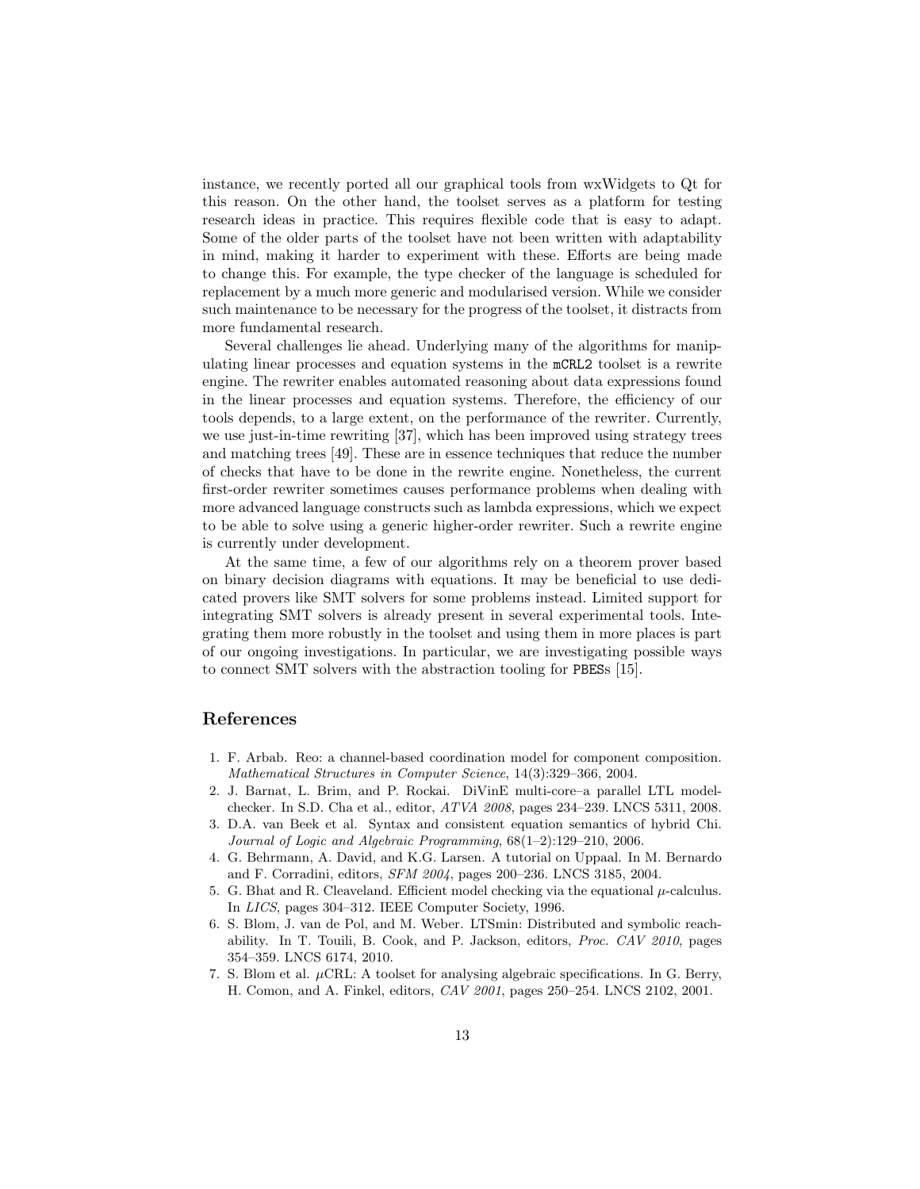instance, we recently ported all our graphical tools from wxWidgets to Qt for this reason. On the other hand, the toolset serves as a platform for testing research ideas in practice. This requires flexible code that is easy to adapt. Some of the older parts of the toolset have not been written with adaptability in mind, making it harder to experiment with these. Efforts are being made to change this. For example, the type checker of the language is scheduled for replacement by a much more generic and modularised version. While we consider such maintenance to be necessary for the progress of the toolset, it distracts from more fundamental research.

Several challenges lie ahead. Underlying many of the algorithms for manipulating linear processes and equation systems in the `mCRL2` toolset is a rewrite engine. The rewriter enables automated reasoning about data expressions found in the linear processes and equation systems. Therefore, the efficiency of our tools depends, to a large extent, on the performance of the rewriter. Currently, we use just-in-time rewriting [37], which has been improved using strategy trees and matching trees [49]. These are in essence techniques that reduce the number of checks that have to be done in the rewrite engine. Nonetheless, the current first-order rewriter sometimes causes performance problems when dealing with more advanced language constructs such as lambda expressions, which we expect to be able to solve using a generic higher-order rewriter. Such a rewrite engine is currently under development.

At the same time, a few of our algorithms rely on a theorem prover based on binary decision diagrams with equations. It may be beneficial to use dedicated provers like SMT solvers for some problems instead. Limited support for integrating SMT solvers is already present in several experimental tools. Integrating them more robustly in the toolset and using them in more places is part of our ongoing investigations. In particular, we are investigating possible ways to connect SMT solvers with the abstraction tooling for `PBES`s [15].

## References

1. F. Arbab. Reo: a channel-based coordination model for component composition. *Mathematical Structures in Computer Science*, 14(3):329–366, 2004.
2. J. Barnat, L. Brim, and P. Rockai. DiVinE multi-core–a parallel LTL model-checker. In S.D. Cha et al., editor, *ATVA 2008*, pages 234–239. LNCS 5311, 2008.
3. D.A. van Beek et al. Syntax and consistent equation semantics of hybrid Chi. *Journal of Logic and Algebraic Programming*, 68(1–2):129–210, 2006.
4. G. Behrmann, A. David, and K.G. Larsen. A tutorial on Uppaal. In M. Bernardo and F. Corradini, editors, *SFM 2004*, pages 200–236. LNCS 3185, 2004.
5. G. Bhat and R. Cleaveland. Efficient model checking via the equational $\mu$-calculus. In *LICS*, pages 304–312. IEEE Computer Society, 1996.
6. S. Blom, J. van de Pol, and M. Weber. LTSmin: Distributed and symbolic reachability. In T. Touili, B. Cook, and P. Jackson, editors, *Proc. CAV 2010*, pages 354–359. LNCS 6174, 2010.
7. S. Blom et al. $\mu$CRL: A toolset for analysing algebraic specifications. In G. Berry, H. Comon, and A. Finkel, editors, *CAV 2001*, pages 250–254. LNCS 2102, 2001.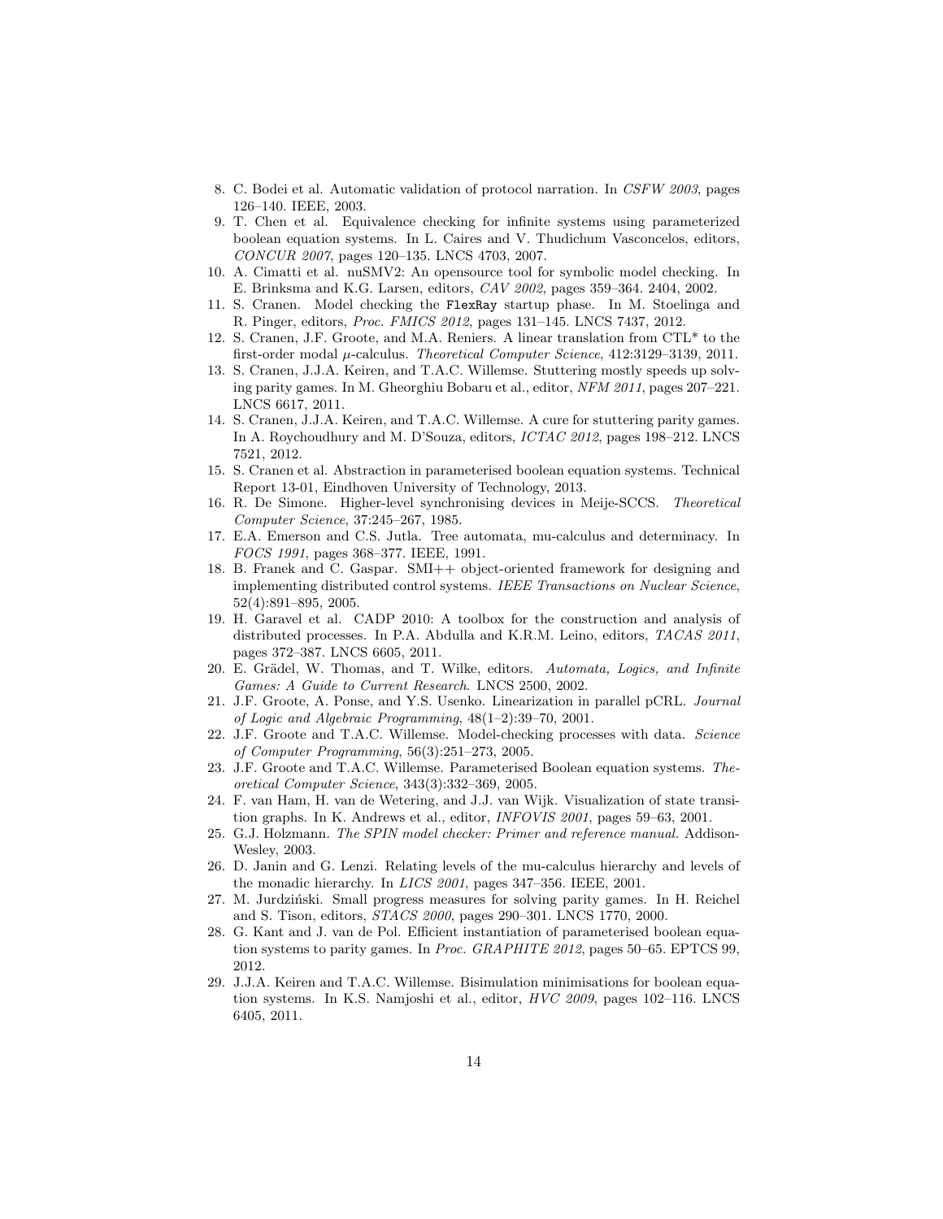8. C. Bodei et al. Automatic validation of protocol narration. In *CSFW 2003*, pages 126–140. IEEE, 2003.
9. T. Chen et al. Equivalence checking for infinite systems using parameterized boolean equation systems. In L. Caires and V. Thudichum Vasconcelos, editors, *CONCUR 2007*, pages 120–135. LNCS 4703, 2007.
10. A. Cimatti et al. nuSMV2: An opensource tool for symbolic model checking. In E. Brinksma and K.G. Larsen, editors, *CAV 2002*, pages 359–364. 2404, 2002.
11. S. Cranen. Model checking the `FlexRay` startup phase. In M. Stoelinga and R. Pinger, editors, *Proc. FMICS 2012*, pages 131–145. LNCS 7437, 2012.
12. S. Cranen, J.F. Groote, and M.A. Reniers. A linear translation from CTL* to the first-order modal $\mu$-calculus. *Theoretical Computer Science*, 412:3129–3139, 2011.
13. S. Cranen, J.J.A. Keiren, and T.A.C. Willemse. Stuttering mostly speeds up solving parity games. In M. Gheorghiu Bobaru et al., editor, *NFM 2011*, pages 207–221. LNCS 6617, 2011.
14. S. Cranen, J.J.A. Keiren, and T.A.C. Willemse. A cure for stuttering parity games. In A. Roychoudhury and M. D'Souza, editors, *ICTAC 2012*, pages 198–212. LNCS 7521, 2012.
15. S. Cranen et al. Abstraction in parameterised boolean equation systems. Technical Report 13-01, Eindhoven University of Technology, 2013.
16. R. De Simone. Higher-level synchronising devices in Meije-SCCS. *Theoretical Computer Science*, 37:245–267, 1985.
17. E.A. Emerson and C.S. Jutla. Tree automata, mu-calculus and determinacy. In *FOCS 1991*, pages 368–377. IEEE, 1991.
18. B. Franek and C. Gaspar. SMI++ object-oriented framework for designing and implementing distributed control systems. *IEEE Transactions on Nuclear Science*, 52(4):891–895, 2005.
19. H. Garavel et al. CADP 2010: A toolbox for the construction and analysis of distributed processes. In P.A. Abdulla and K.R.M. Leino, editors, *TACAS 2011*, pages 372–387. LNCS 6605, 2011.
20. E. Grädel, W. Thomas, and T. Wilke, editors. *Automata, Logics, and Infinite Games: A Guide to Current Research*. LNCS 2500, 2002.
21. J.F. Groote, A. Ponse, and Y.S. Usenko. Linearization in parallel pCRL. *Journal of Logic and Algebraic Programming*, 48(1–2):39–70, 2001.
22. J.F. Groote and T.A.C. Willemse. Model-checking processes with data. *Science of Computer Programming*, 56(3):251–273, 2005.
23. J.F. Groote and T.A.C. Willemse. Parameterised Boolean equation systems. *Theoretical Computer Science*, 343(3):332–369, 2005.
24. F. van Ham, H. van de Wetering, and J.J. van Wijk. Visualization of state transition graphs. In K. Andrews et al., editor, *INFOVIS 2001*, pages 59–63, 2001.
25. G.J. Holzmann. *The SPIN model checker: Primer and reference manual*. Addison-Wesley, 2003.
26. D. Janin and G. Lenzi. Relating levels of the mu-calculus hierarchy and levels of the monadic hierarchy. In *LICS 2001*, pages 347–356. IEEE, 2001.
27. M. Jurdziński. Small progress measures for solving parity games. In H. Reichel and S. Tison, editors, *STACS 2000*, pages 290–301. LNCS 1770, 2000.
28. G. Kant and J. van de Pol. Efficient instantiation of parameterised boolean equation systems to parity games. In *Proc. GRAPHITE 2012*, pages 50–65. EPTCS 99, 2012.
29. J.J.A. Keiren and T.A.C. Willemse. Bisimulation minimisations for boolean equation systems. In K.S. Namjoshi et al., editor, *HVC 2009*, pages 102–116. LNCS 6405, 2011.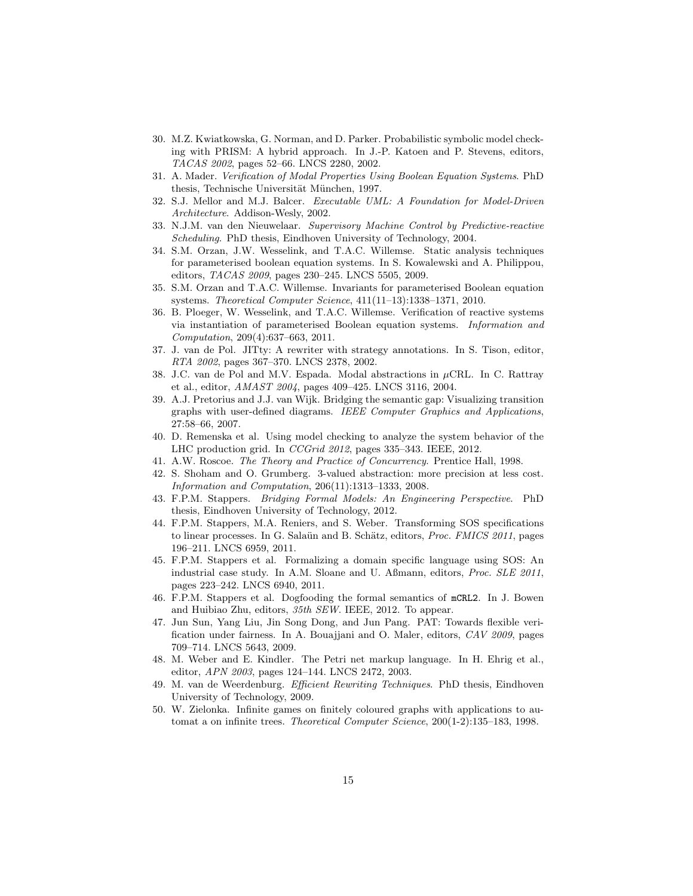30. M.Z. Kwiatkowska, G. Norman, and D. Parker. Probabilistic symbolic model checking with PRISM: A hybrid approach. In J.-P. Katoen and P. Stevens, editors, *TACAS 2002*, pages 52–66. LNCS 2280, 2002.
31. A. Mader. *Verification of Modal Properties Using Boolean Equation Systems*. PhD thesis, Technische Universität München, 1997.
32. S.J. Mellor and M.J. Balcer. *Executable UML: A Foundation for Model-Driven Architecture*. Addison-Wesly, 2002.
33. N.J.M. van den Nieuwelaar. *Supervisory Machine Control by Predictive-reactive Scheduling*. PhD thesis, Eindhoven University of Technology, 2004.
34. S.M. Orzan, J.W. Wesselink, and T.A.C. Willemse. Static analysis techniques for parameterised boolean equation systems. In S. Kowalewski and A. Philippou, editors, *TACAS 2009*, pages 230–245. LNCS 5505, 2009.
35. S.M. Orzan and T.A.C. Willemse. Invariants for parameterised Boolean equation systems. *Theoretical Computer Science*, 411(11–13):1338–1371, 2010.
36. B. Ploeger, W. Wesselink, and T.A.C. Willemse. Verification of reactive systems via instantiation of parameterised Boolean equation systems. *Information and Computation*, 209(4):637–663, 2011.
37. J. van de Pol. JITty: A rewriter with strategy annotations. In S. Tison, editor, *RTA 2002*, pages 367–370. LNCS 2378, 2002.
38. J.C. van de Pol and M.V. Espada. Modal abstractions in $\mu$CRL. In C. Rattray et al., editor, *AMAST 2004*, pages 409–425. LNCS 3116, 2004.
39. A.J. Pretorius and J.J. van Wijk. Bridging the semantic gap: Visualizing transition graphs with user-defined diagrams. *IEEE Computer Graphics and Applications*, 27:58–66, 2007.
40. D. Remenska et al. Using model checking to analyze the system behavior of the LHC production grid. In *CCGrid 2012*, pages 335–343. IEEE, 2012.
41. A.W. Roscoe. *The Theory and Practice of Concurrency*. Prentice Hall, 1998.
42. S. Shoham and O. Grumberg. 3-valued abstraction: more precision at less cost. *Information and Computation*, 206(11):1313–1333, 2008.
43. F.P.M. Stappers. *Bridging Formal Models: An Engineering Perspective*. PhD thesis, Eindhoven University of Technology, 2012.
44. F.P.M. Stappers, M.A. Reniers, and S. Weber. Transforming SOS specifications to linear processes. In G. Salaün and B. Schätz, editors, *Proc. FMICS 2011*, pages 196–211. LNCS 6959, 2011.
45. F.P.M. Stappers et al. Formalizing a domain specific language using SOS: An industrial case study. In A.M. Sloane and U. Aßmann, editors, *Proc. SLE 2011*, pages 223–242. LNCS 6940, 2011.
46. F.P.M. Stappers et al. Dogfooding the formal semantics of `mCRL2`. In J. Bowen and Huibiao Zhu, editors, *35th SEW*. IEEE, 2012. To appear.
47. Jun Sun, Yang Liu, Jin Song Dong, and Jun Pang. PAT: Towards flexible verification under fairness. In A. Bouajjani and O. Maler, editors, *CAV 2009*, pages 709–714. LNCS 5643, 2009.
48. M. Weber and E. Kindler. The Petri net markup language. In H. Ehrig et al., editor, *APN 2003*, pages 124–144. LNCS 2472, 2003.
49. M. van de Weerdenburg. *Efficient Rewriting Techniques*. PhD thesis, Eindhoven University of Technology, 2009.
50. W. Zielonka. Infinite games on finitely coloured graphs with applications to automat a on infinite trees. *Theoretical Computer Science*, 200(1-2):135–183, 1998.